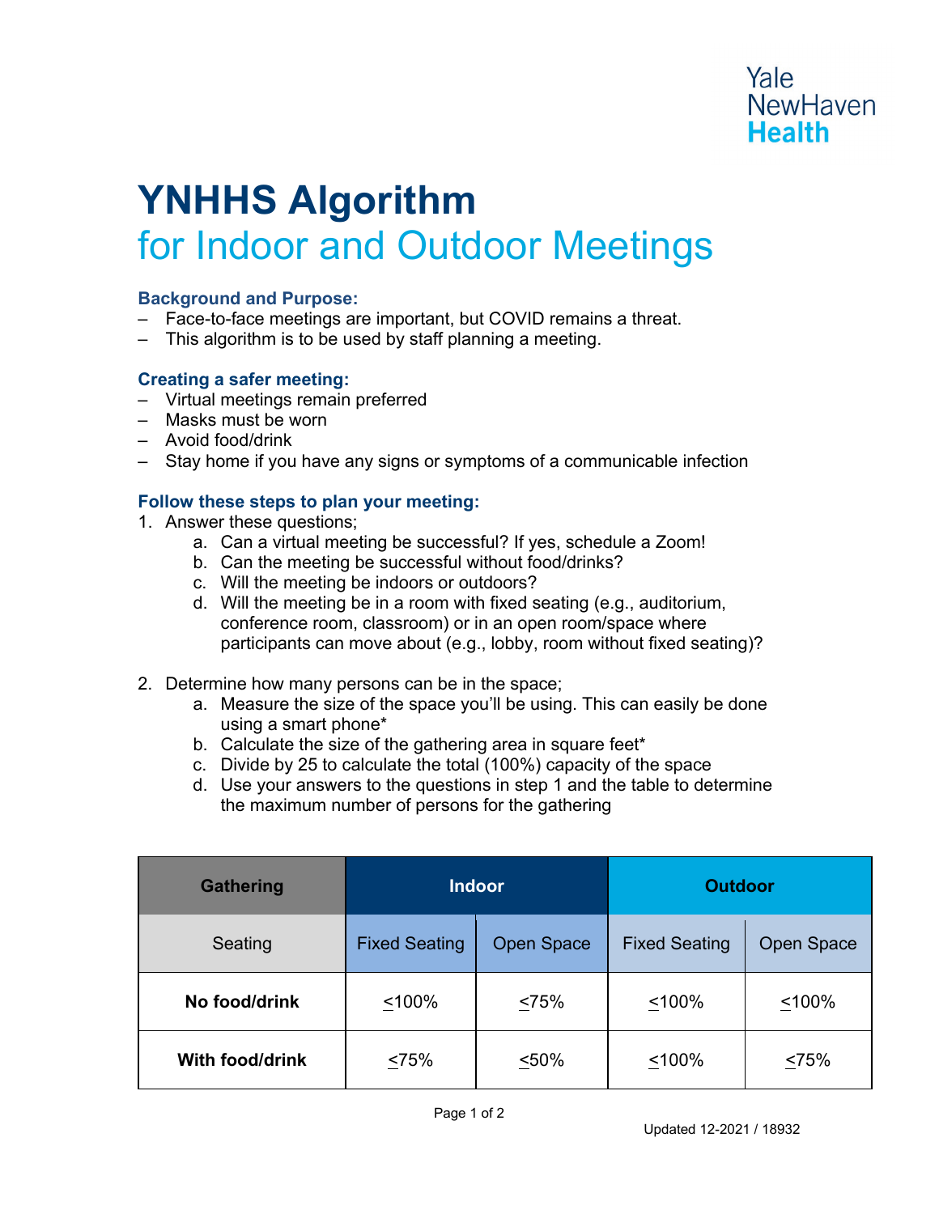Yale NewHaven Health

# YNHHS Algorithm
## for Indoor and Outdoor Meetings

### Background and Purpose:

– Face-to-face meetings are important, but COVID remains a threat.
– This algorithm is to be used by staff planning a meeting.

### Creating a safer meeting:

– Virtual meetings remain preferred
– Masks must be worn
– Avoid food/drink
– Stay home if you have any signs or symptoms of a communicable infection

### Follow these steps to plan your meeting:

1. Answer these questions;
   a. Can a virtual meeting be successful? If yes, schedule a Zoom!
   b. Can the meeting be successful without food/drinks?
   c. Will the meeting be indoors or outdoors?
   d. Will the meeting be in a room with fixed seating (e.g., auditorium, conference room, classroom) or in an open room/space where participants can move about (e.g., lobby, room without fixed seating)?

2. Determine how many persons can be in the space;
   a. Measure the size of the space you'll be using. This can easily be done using a smart phone*
   b. Calculate the size of the gathering area in square feet*
   c. Divide by 25 to calculate the total (100%) capacity of the space
   d. Use your answers to the questions in step 1 and the table to determine the maximum number of persons for the gathering

| Gathering | Indoor | | Outdoor | |
|---|---|---|---|---|
| Seating | Fixed Seating | Open Space | Fixed Seating | Open Space |
| **No food/drink** | ≤100% | ≤75% | ≤100% | ≤100% |
| **With food/drink** | ≤75% | ≤50% | ≤100% | ≤75% |

Updated 12-2021 / 18932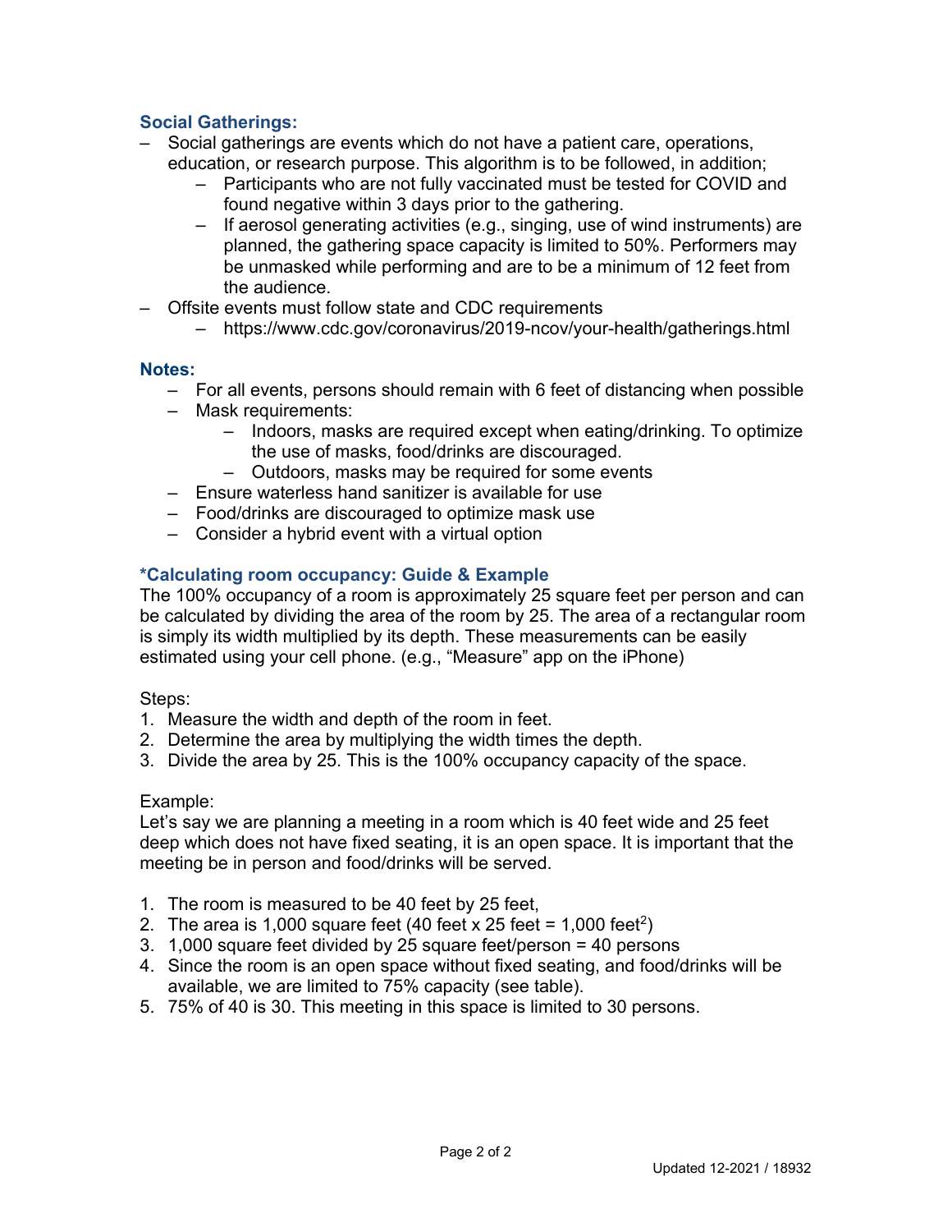### Social Gatherings:

- Social gatherings are events which do not have a patient care, operations, education, or research purpose. This algorithm is to be followed, in addition;
  - Participants who are not fully vaccinated must be tested for COVID and found negative within 3 days prior to the gathering.
  - If aerosol generating activities (e.g., singing, use of wind instruments) are planned, the gathering space capacity is limited to 50%. Performers may be unmasked while performing and are to be a minimum of 12 feet from the audience.
- Offsite events must follow state and CDC requirements
  - https://www.cdc.gov/coronavirus/2019-ncov/your-health/gatherings.html

### Notes:

- For all events, persons should remain with 6 feet of distancing when possible
- Mask requirements:
  - Indoors, masks are required except when eating/drinking. To optimize the use of masks, food/drinks are discouraged.
  - Outdoors, masks may be required for some events
- Ensure waterless hand sanitizer is available for use
- Food/drinks are discouraged to optimize mask use
- Consider a hybrid event with a virtual option

### *Calculating room occupancy: Guide & Example

The 100% occupancy of a room is approximately 25 square feet per person and can be calculated by dividing the area of the room by 25. The area of a rectangular room is simply its width multiplied by its depth. These measurements can be easily estimated using your cell phone. (e.g., "Measure" app on the iPhone)

Steps:

1. Measure the width and depth of the room in feet.
2. Determine the area by multiplying the width times the depth.
3. Divide the area by 25. This is the 100% occupancy capacity of the space.

Example:

Let's say we are planning a meeting in a room which is 40 feet wide and 25 feet deep which does not have fixed seating, it is an open space. It is important that the meeting be in person and food/drinks will be served.

1. The room is measured to be 40 feet by 25 feet,
2. The area is 1,000 square feet (40 feet x 25 feet = 1,000 feet$^2$)
3. 1,000 square feet divided by 25 square feet/person = 40 persons
4. Since the room is an open space without fixed seating, and food/drinks will be available, we are limited to 75% capacity (see table).
5. 75% of 40 is 30. This meeting in this space is limited to 30 persons.

Updated 12-2021 / 18932